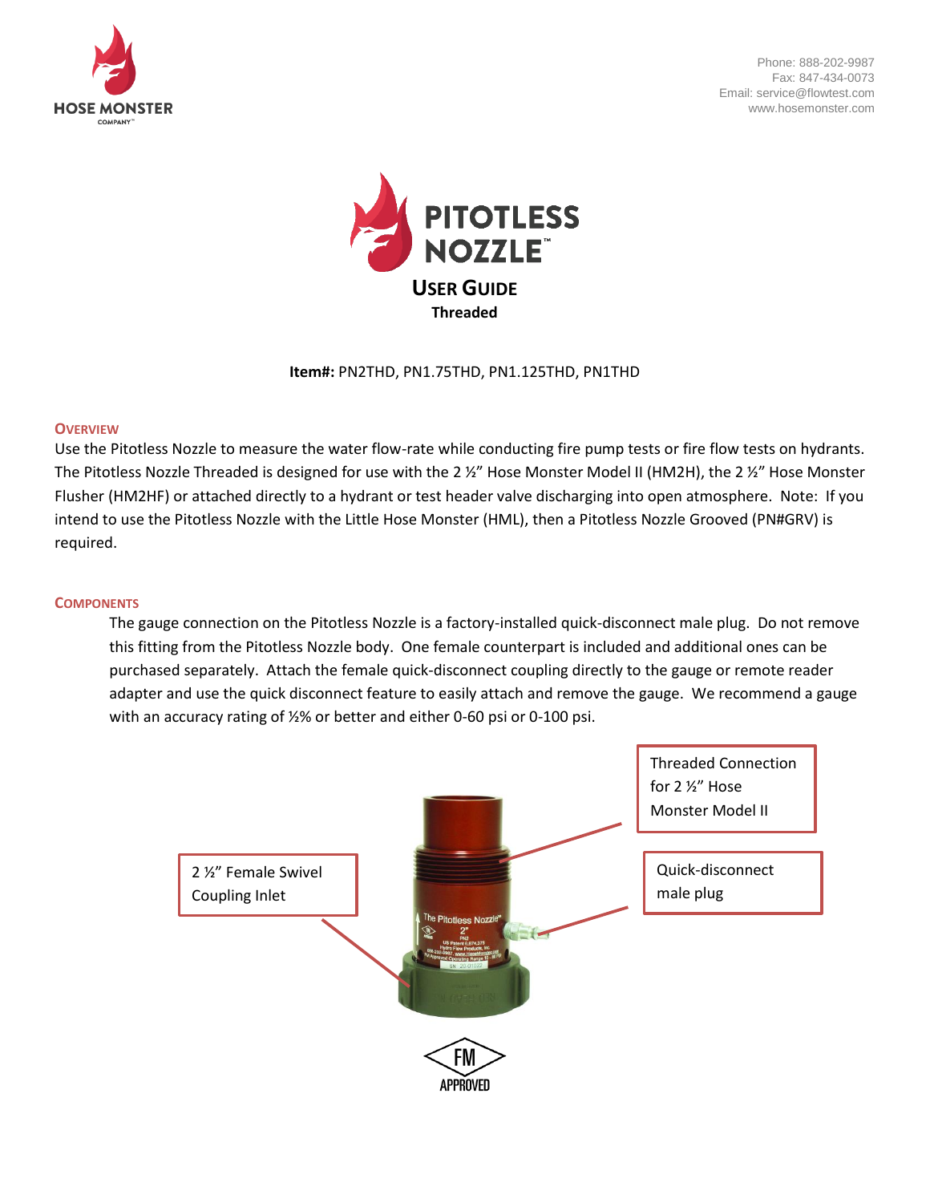HOSE MONSTER COMPANY

Phone: 888-202-9987
Fax: 847-434-0073
Email: service@flowtest.com
www.hosemonster.com

# PITOTLESS NOZZLE™

## USER GUIDE

**Threaded**

**Item#:** PN2THD, PN1.75THD, PN1.125THD, PN1THD

### OVERVIEW

Use the Pitotless Nozzle to measure the water flow-rate while conducting fire pump tests or fire flow tests on hydrants. The Pitotless Nozzle Threaded is designed for use with the 2 ½" Hose Monster Model II (HM2H), the 2 ½" Hose Monster Flusher (HM2HF) or attached directly to a hydrant or test header valve discharging into open atmosphere. Note: If you intend to use the Pitotless Nozzle with the Little Hose Monster (HML), then a Pitotless Nozzle Grooved (PN#GRV) is required.

### COMPONENTS

The gauge connection on the Pitotless Nozzle is a factory-installed quick-disconnect male plug. Do not remove this fitting from the Pitotless Nozzle body. One female counterpart is included and additional ones can be purchased separately. Attach the female quick-disconnect coupling directly to the gauge or remote reader adapter and use the quick disconnect feature to easily attach and remove the gauge. We recommend a gauge with an accuracy rating of ½% or better and either 0-60 psi or 0-100 psi.

Threaded Connection for 2 ½" Hose Monster Model II

Quick-disconnect male plug

2 ½" Female Swivel Coupling Inlet

FM APPROVED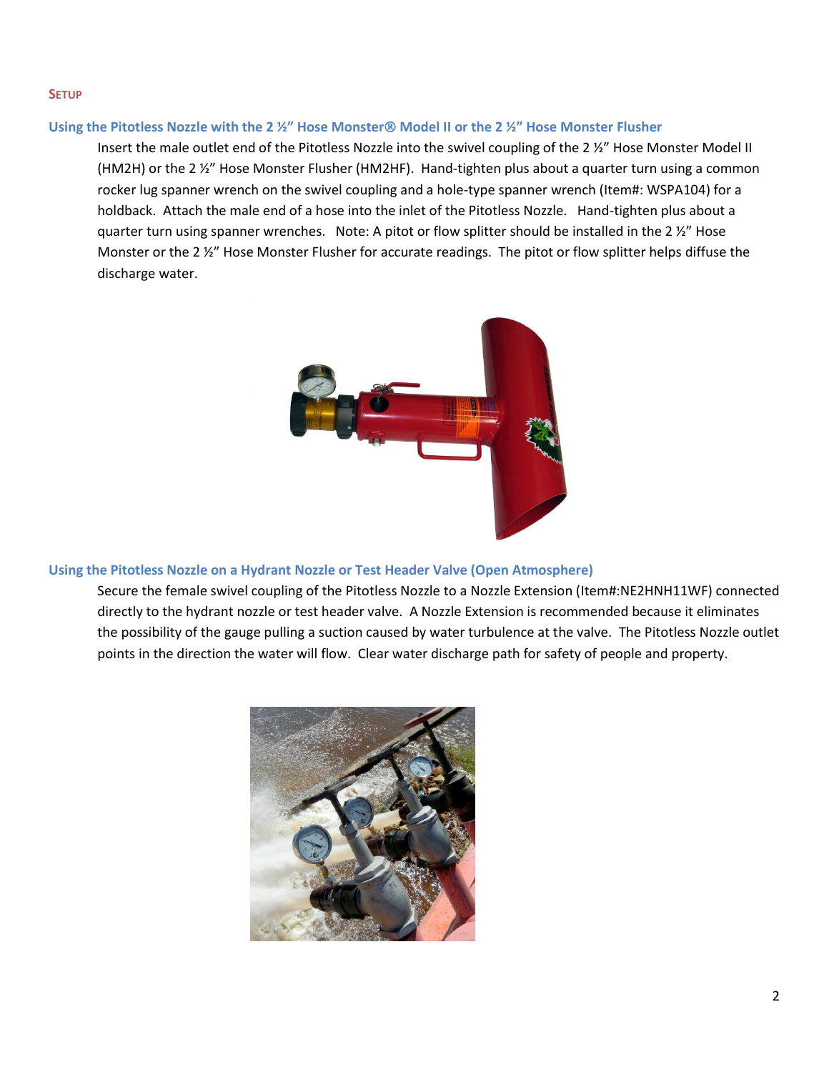## Setup

### Using the Pitotless Nozzle with the 2 ½" Hose Monster® Model II or the 2 ½" Hose Monster Flusher

Insert the male outlet end of the Pitotless Nozzle into the swivel coupling of the 2 ½" Hose Monster Model II (HM2H) or the 2 ½" Hose Monster Flusher (HM2HF). Hand-tighten plus about a quarter turn using a common rocker lug spanner wrench on the swivel coupling and a hole-type spanner wrench (Item#: WSPA104) for a holdback. Attach the male end of a hose into the inlet of the Pitotless Nozzle. Hand-tighten plus about a quarter turn using spanner wrenches. Note: A pitot or flow splitter should be installed in the 2 ½" Hose Monster or the 2 ½" Hose Monster Flusher for accurate readings. The pitot or flow splitter helps diffuse the discharge water.

### Using the Pitotless Nozzle on a Hydrant Nozzle or Test Header Valve (Open Atmosphere)

Secure the female swivel coupling of the Pitotless Nozzle to a Nozzle Extension (Item#:NE2HNH11WF) connected directly to the hydrant nozzle or test header valve. A Nozzle Extension is recommended because it eliminates the possibility of the gauge pulling a suction caused by water turbulence at the valve. The Pitotless Nozzle outlet points in the direction the water will flow. Clear water discharge path for safety of people and property.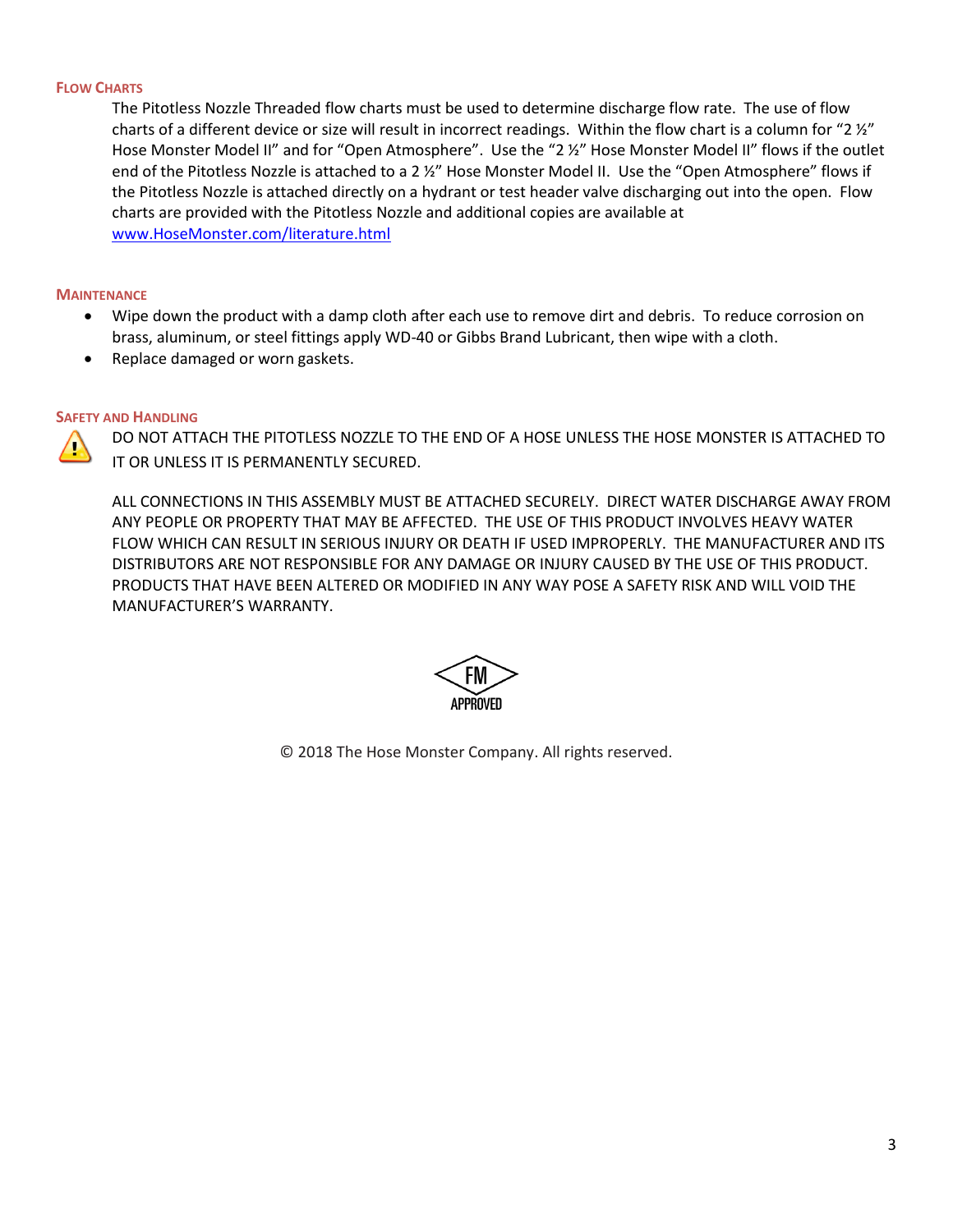## Flow Charts

The Pitotless Nozzle Threaded flow charts must be used to determine discharge flow rate. The use of flow charts of a different device or size will result in incorrect readings. Within the flow chart is a column for "2 ½" Hose Monster Model II" and for "Open Atmosphere". Use the "2 ½" Hose Monster Model II" flows if the outlet end of the Pitotless Nozzle is attached to a 2 ½" Hose Monster Model II. Use the "Open Atmosphere" flows if the Pitotless Nozzle is attached directly on a hydrant or test header valve discharging out into the open. Flow charts are provided with the Pitotless Nozzle and additional copies are available at [www.HoseMonster.com/literature.html](http://www.HoseMonster.com/literature.html)

## Maintenance

- Wipe down the product with a damp cloth after each use to remove dirt and debris. To reduce corrosion on brass, aluminum, or steel fittings apply WD-40 or Gibbs Brand Lubricant, then wipe with a cloth.
- Replace damaged or worn gaskets.

## Safety and Handling

DO NOT ATTACH THE PITOTLESS NOZZLE TO THE END OF A HOSE UNLESS THE HOSE MONSTER IS ATTACHED TO IT OR UNLESS IT IS PERMANENTLY SECURED.

ALL CONNECTIONS IN THIS ASSEMBLY MUST BE ATTACHED SECURELY. DIRECT WATER DISCHARGE AWAY FROM ANY PEOPLE OR PROPERTY THAT MAY BE AFFECTED. THE USE OF THIS PRODUCT INVOLVES HEAVY WATER FLOW WHICH CAN RESULT IN SERIOUS INJURY OR DEATH IF USED IMPROPERLY. THE MANUFACTURER AND ITS DISTRIBUTORS ARE NOT RESPONSIBLE FOR ANY DAMAGE OR INJURY CAUSED BY THE USE OF THIS PRODUCT. PRODUCTS THAT HAVE BEEN ALTERED OR MODIFIED IN ANY WAY POSE A SAFETY RISK AND WILL VOID THE MANUFACTURER'S WARRANTY.

FM
APPROVED

© 2018 The Hose Monster Company. All rights reserved.